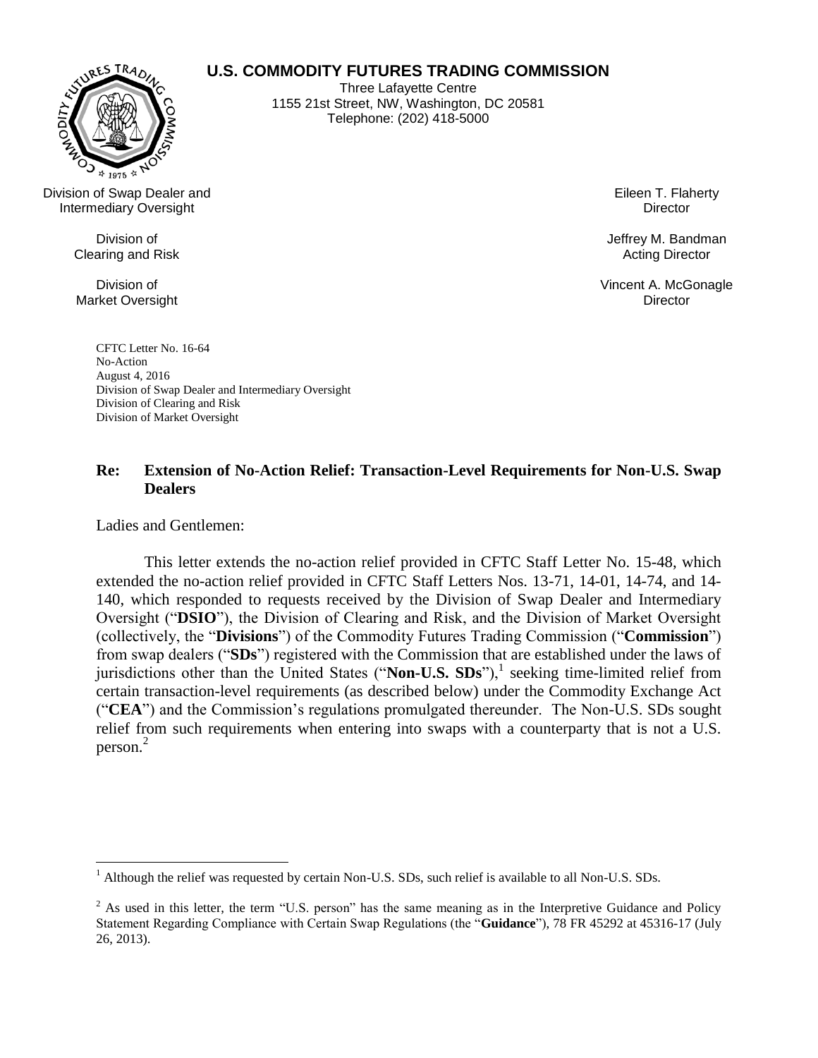**U.S. COMMODITY FUTURES TRADING COMMISSION**

Three Lafayette Centre
1155 21st Street, NW, Washington, DC 20581
Telephone: (202) 418-5000

Division of Swap Dealer and Intermediary Oversight — Eileen T. Flaherty, Director

Division of Clearing and Risk — Jeffrey M. Bandman, Acting Director

Division of Market Oversight — Vincent A. McGonagle, Director

CFTC Letter No. 16-64
No-Action
August 4, 2016
Division of Swap Dealer and Intermediary Oversight
Division of Clearing and Risk
Division of Market Oversight

**Re: Extension of No-Action Relief: Transaction-Level Requirements for Non-U.S. Swap Dealers**

Ladies and Gentlemen:

This letter extends the no-action relief provided in CFTC Staff Letter No. 15-48, which extended the no-action relief provided in CFTC Staff Letters Nos. 13-71, 14-01, 14-74, and 14-140, which responded to requests received by the Division of Swap Dealer and Intermediary Oversight ("**DSIO**"), the Division of Clearing and Risk, and the Division of Market Oversight (collectively, the "**Divisions**") of the Commodity Futures Trading Commission ("**Commission**") from swap dealers ("**SDs**") registered with the Commission that are established under the laws of jurisdictions other than the United States ("**Non-U.S. SDs**"),[1] seeking time-limited relief from certain transaction-level requirements (as described below) under the Commodity Exchange Act ("**CEA**") and the Commission's regulations promulgated thereunder. The Non-U.S. SDs sought relief from such requirements when entering into swaps with a counterparty that is not a U.S. person.[2]

---

[1] Although the relief was requested by certain Non-U.S. SDs, such relief is available to all Non-U.S. SDs.

[2] As used in this letter, the term "U.S. person" has the same meaning as in the Interpretive Guidance and Policy Statement Regarding Compliance with Certain Swap Regulations (the "**Guidance**"), 78 FR 45292 at 45316-17 (July 26, 2013).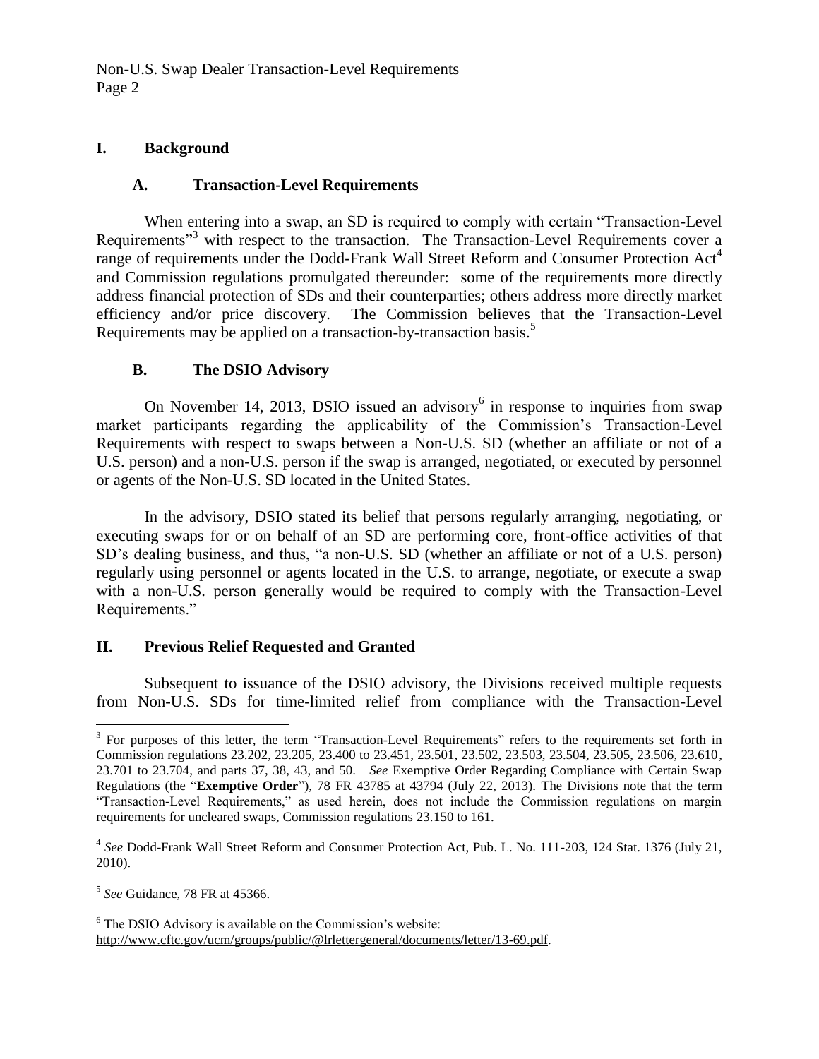## I. Background

### A. Transaction-Level Requirements

When entering into a swap, an SD is required to comply with certain "Transaction-Level Requirements"[3] with respect to the transaction. The Transaction-Level Requirements cover a range of requirements under the Dodd-Frank Wall Street Reform and Consumer Protection Act[4] and Commission regulations promulgated thereunder: some of the requirements more directly address financial protection of SDs and their counterparties; others address more directly market efficiency and/or price discovery. The Commission believes that the Transaction-Level Requirements may be applied on a transaction-by-transaction basis.[5]

### B. The DSIO Advisory

On November 14, 2013, DSIO issued an advisory[6] in response to inquiries from swap market participants regarding the applicability of the Commission's Transaction-Level Requirements with respect to swaps between a Non-U.S. SD (whether an affiliate or not of a U.S. person) and a non-U.S. person if the swap is arranged, negotiated, or executed by personnel or agents of the Non-U.S. SD located in the United States.

In the advisory, DSIO stated its belief that persons regularly arranging, negotiating, or executing swaps for or on behalf of an SD are performing core, front-office activities of that SD's dealing business, and thus, "a non-U.S. SD (whether an affiliate or not of a U.S. person) regularly using personnel or agents located in the U.S. to arrange, negotiate, or execute a swap with a non-U.S. person generally would be required to comply with the Transaction-Level Requirements."

## II. Previous Relief Requested and Granted

Subsequent to issuance of the DSIO advisory, the Divisions received multiple requests from Non-U.S. SDs for time-limited relief from compliance with the Transaction-Level

---

[3] For purposes of this letter, the term "Transaction-Level Requirements" refers to the requirements set forth in Commission regulations 23.202, 23.205, 23.400 to 23.451, 23.501, 23.502, 23.503, 23.504, 23.505, 23.506, 23.610, 23.701 to 23.704, and parts 37, 38, 43, and 50. *See* Exemptive Order Regarding Compliance with Certain Swap Regulations (the "**Exemptive Order**"), 78 FR 43785 at 43794 (July 22, 2013). The Divisions note that the term "Transaction-Level Requirements," as used herein, does not include the Commission regulations on margin requirements for uncleared swaps, Commission regulations 23.150 to 161.

[4] *See* Dodd-Frank Wall Street Reform and Consumer Protection Act, Pub. L. No. 111-203, 124 Stat. 1376 (July 21, 2010).

[5] *See* Guidance, 78 FR at 45366.

[6] The DSIO Advisory is available on the Commission's website: http://www.cftc.gov/ucm/groups/public/@lrlettergeneral/documents/letter/13-69.pdf.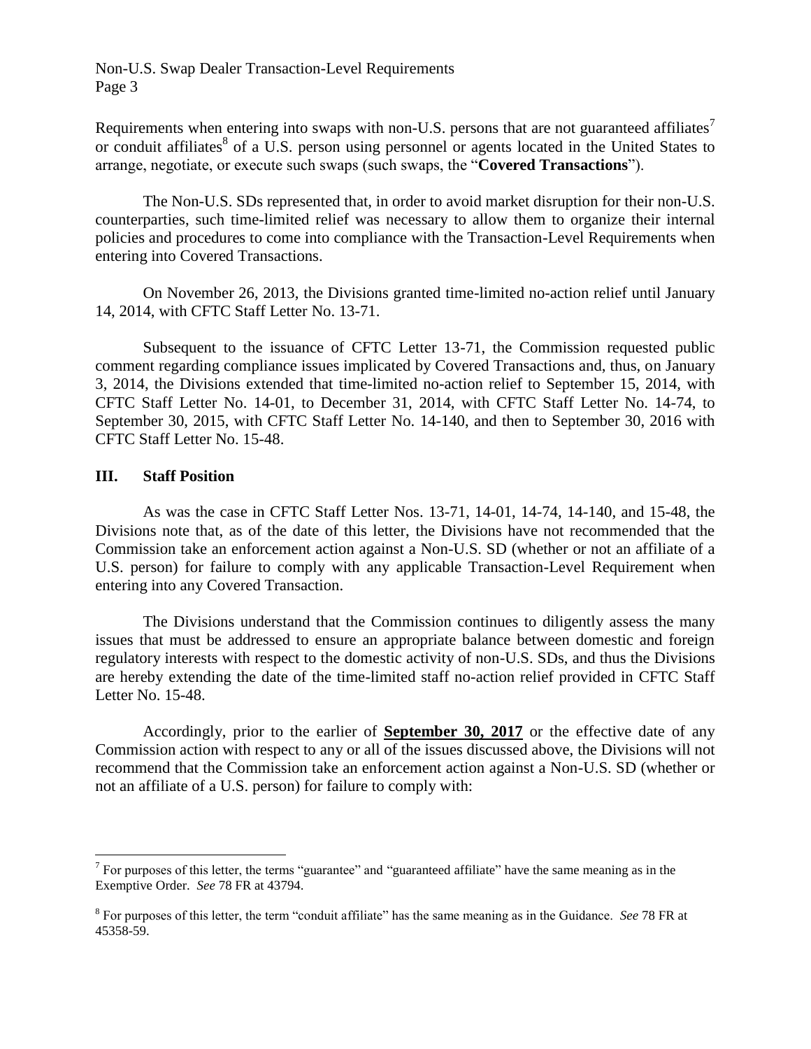Requirements when entering into swaps with non-U.S. persons that are not guaranteed affiliates[7] or conduit affiliates[8] of a U.S. person using personnel or agents located in the United States to arrange, negotiate, or execute such swaps (such swaps, the "**Covered Transactions**").

The Non-U.S. SDs represented that, in order to avoid market disruption for their non-U.S. counterparties, such time-limited relief was necessary to allow them to organize their internal policies and procedures to come into compliance with the Transaction-Level Requirements when entering into Covered Transactions.

On November 26, 2013, the Divisions granted time-limited no-action relief until January 14, 2014, with CFTC Staff Letter No. 13-71.

Subsequent to the issuance of CFTC Letter 13-71, the Commission requested public comment regarding compliance issues implicated by Covered Transactions and, thus, on January 3, 2014, the Divisions extended that time-limited no-action relief to September 15, 2014, with CFTC Staff Letter No. 14-01, to December 31, 2014, with CFTC Staff Letter No. 14-74, to September 30, 2015, with CFTC Staff Letter No. 14-140, and then to September 30, 2016 with CFTC Staff Letter No. 15-48.

## III. Staff Position

As was the case in CFTC Staff Letter Nos. 13-71, 14-01, 14-74, 14-140, and 15-48, the Divisions note that, as of the date of this letter, the Divisions have not recommended that the Commission take an enforcement action against a Non-U.S. SD (whether or not an affiliate of a U.S. person) for failure to comply with any applicable Transaction-Level Requirement when entering into any Covered Transaction.

The Divisions understand that the Commission continues to diligently assess the many issues that must be addressed to ensure an appropriate balance between domestic and foreign regulatory interests with respect to the domestic activity of non-U.S. SDs, and thus the Divisions are hereby extending the date of the time-limited staff no-action relief provided in CFTC Staff Letter No. 15-48.

Accordingly, prior to the earlier of **September 30, 2017** or the effective date of any Commission action with respect to any or all of the issues discussed above, the Divisions will not recommend that the Commission take an enforcement action against a Non-U.S. SD (whether or not an affiliate of a U.S. person) for failure to comply with:

---

[7] For purposes of this letter, the terms "guarantee" and "guaranteed affiliate" have the same meaning as in the Exemptive Order. *See* 78 FR at 43794.

[8] For purposes of this letter, the term "conduit affiliate" has the same meaning as in the Guidance. *See* 78 FR at 45358-59.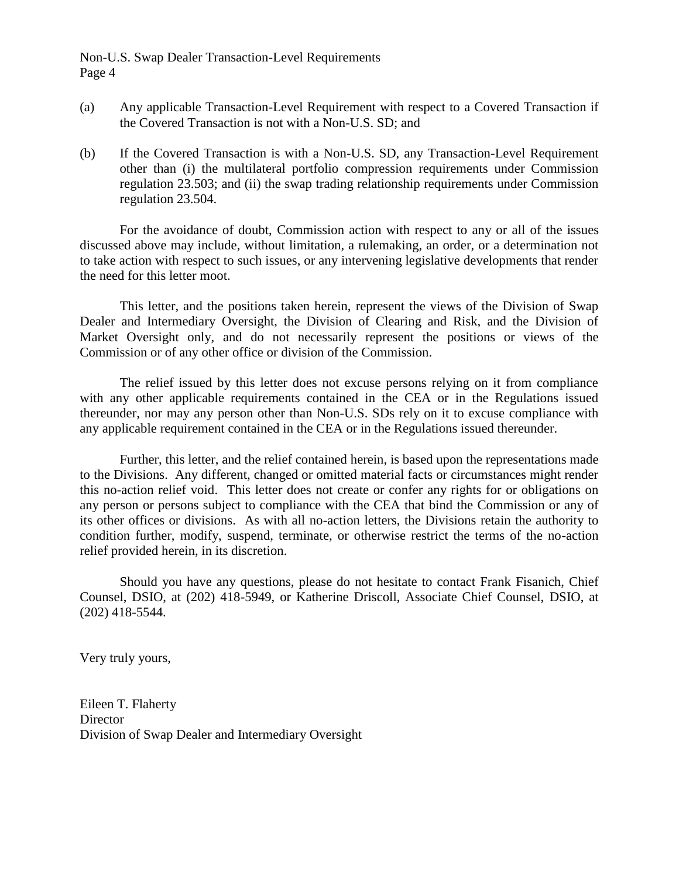(a) Any applicable Transaction-Level Requirement with respect to a Covered Transaction if the Covered Transaction is not with a Non-U.S. SD; and

(b) If the Covered Transaction is with a Non-U.S. SD, any Transaction-Level Requirement other than (i) the multilateral portfolio compression requirements under Commission regulation 23.503; and (ii) the swap trading relationship requirements under Commission regulation 23.504.

For the avoidance of doubt, Commission action with respect to any or all of the issues discussed above may include, without limitation, a rulemaking, an order, or a determination not to take action with respect to such issues, or any intervening legislative developments that render the need for this letter moot.

This letter, and the positions taken herein, represent the views of the Division of Swap Dealer and Intermediary Oversight, the Division of Clearing and Risk, and the Division of Market Oversight only, and do not necessarily represent the positions or views of the Commission or of any other office or division of the Commission.

The relief issued by this letter does not excuse persons relying on it from compliance with any other applicable requirements contained in the CEA or in the Regulations issued thereunder, nor may any person other than Non-U.S. SDs rely on it to excuse compliance with any applicable requirement contained in the CEA or in the Regulations issued thereunder.

Further, this letter, and the relief contained herein, is based upon the representations made to the Divisions. Any different, changed or omitted material facts or circumstances might render this no-action relief void. This letter does not create or confer any rights for or obligations on any person or persons subject to compliance with the CEA that bind the Commission or any of its other offices or divisions. As with all no-action letters, the Divisions retain the authority to condition further, modify, suspend, terminate, or otherwise restrict the terms of the no-action relief provided herein, in its discretion.

Should you have any questions, please do not hesitate to contact Frank Fisanich, Chief Counsel, DSIO, at (202) 418-5949, or Katherine Driscoll, Associate Chief Counsel, DSIO, at (202) 418-5544.

Very truly yours,

Eileen T. Flaherty
Director
Division of Swap Dealer and Intermediary Oversight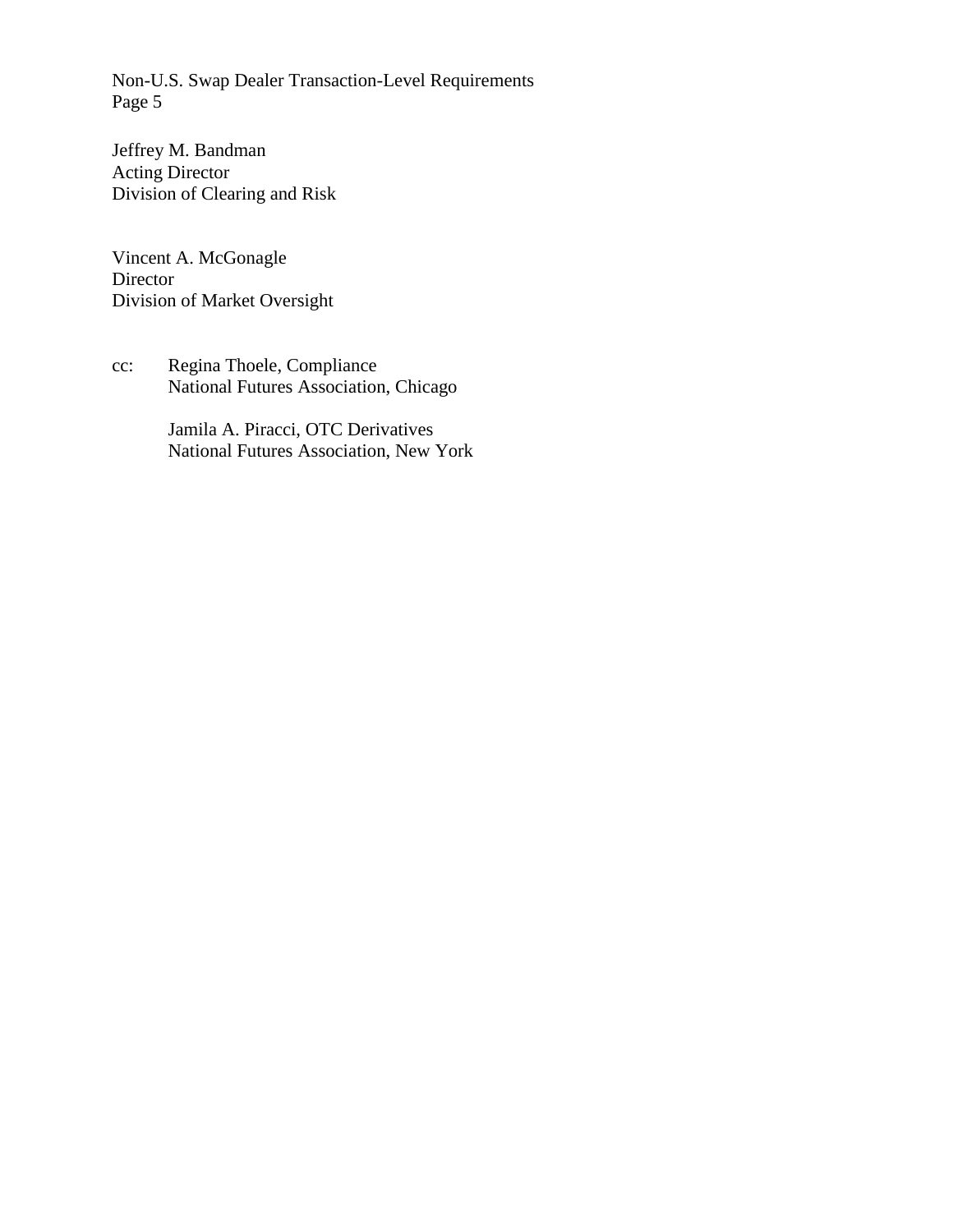Jeffrey M. Bandman
Acting Director
Division of Clearing and Risk

Vincent A. McGonagle
Director
Division of Market Oversight

cc: Regina Thoele, Compliance
National Futures Association, Chicago

Jamila A. Piracci, OTC Derivatives
National Futures Association, New York